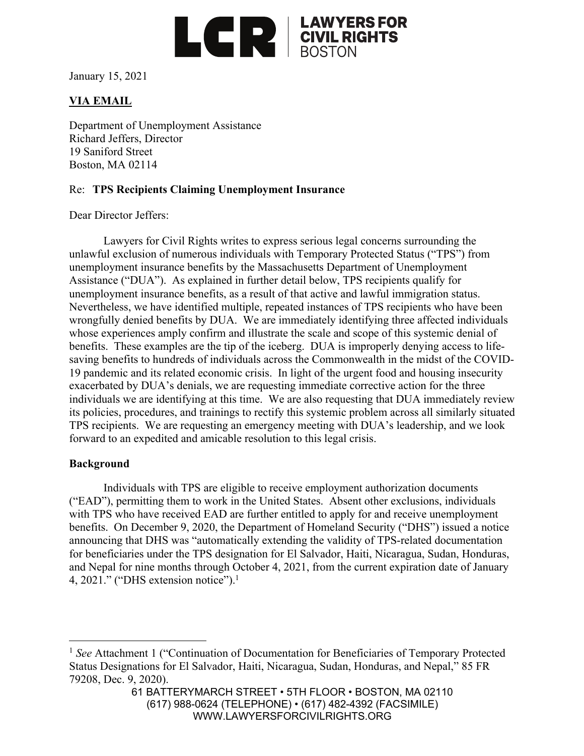LCR | LAWYERS FOR CIVIL RIGHTS BOSTON

January 15, 2021

**VIA EMAIL**

Department of Unemployment Assistance
Richard Jeffers, Director
19 Saniford Street
Boston, MA 02114

Re: **TPS Recipients Claiming Unemployment Insurance**

Dear Director Jeffers:

Lawyers for Civil Rights writes to express serious legal concerns surrounding the unlawful exclusion of numerous individuals with Temporary Protected Status ("TPS") from unemployment insurance benefits by the Massachusetts Department of Unemployment Assistance ("DUA"). As explained in further detail below, TPS recipients qualify for unemployment insurance benefits, as a result of that active and lawful immigration status. Nevertheless, we have identified multiple, repeated instances of TPS recipients who have been wrongfully denied benefits by DUA. We are immediately identifying three affected individuals whose experiences amply confirm and illustrate the scale and scope of this systemic denial of benefits. These examples are the tip of the iceberg. DUA is improperly denying access to life-saving benefits to hundreds of individuals across the Commonwealth in the midst of the COVID-19 pandemic and its related economic crisis. In light of the urgent food and housing insecurity exacerbated by DUA's denials, we are requesting immediate corrective action for the three individuals we are identifying at this time. We are also requesting that DUA immediately review its policies, procedures, and trainings to rectify this systemic problem across all similarly situated TPS recipients. We are requesting an emergency meeting with DUA's leadership, and we look forward to an expedited and amicable resolution to this legal crisis.

**Background**

Individuals with TPS are eligible to receive employment authorization documents ("EAD"), permitting them to work in the United States. Absent other exclusions, individuals with TPS who have received EAD are further entitled to apply for and receive unemployment benefits. On December 9, 2020, the Department of Homeland Security ("DHS") issued a notice announcing that DHS was "automatically extending the validity of TPS-related documentation for beneficiaries under the TPS designation for El Salvador, Haiti, Nicaragua, Sudan, Honduras, and Nepal for nine months through October 4, 2021, from the current expiration date of January 4, 2021." ("DHS extension notice").[1]

---

[1] *See* Attachment 1 ("Continuation of Documentation for Beneficiaries of Temporary Protected Status Designations for El Salvador, Haiti, Nicaragua, Sudan, Honduras, and Nepal," 85 FR 79208, Dec. 9, 2020).

61 BATTERYMARCH STREET • 5TH FLOOR • BOSTON, MA 02110
(617) 988-0624 (TELEPHONE) • (617) 482-4392 (FACSIMILE)
WWW.LAWYERSFORCIVILRIGHTS.ORG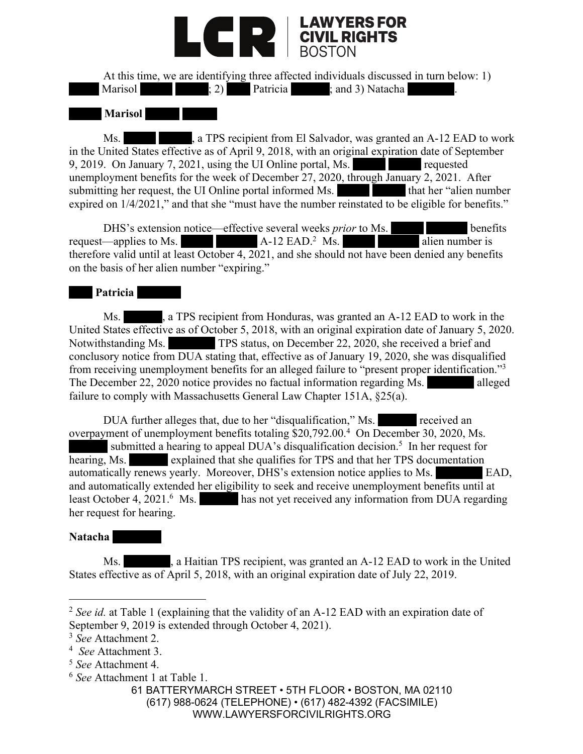At this time, we are identifying three affected individuals discussed in turn below: 1) Marisol ; 2) Patricia ; and 3) Natacha .

**Marisol**

Ms. , a TPS recipient from El Salvador, was granted an A-12 EAD to work in the United States effective as of April 9, 2018, with an original expiration date of September 9, 2019. On January 7, 2021, using the UI Online portal, Ms. requested unemployment benefits for the week of December 27, 2020, through January 2, 2021. After submitting her request, the UI Online portal informed Ms. that her "alien number expired on 1/4/2021," and that she "must have the number reinstated to be eligible for benefits."

DHS's extension notice—effective several weeks *prior* to Ms. benefits request—applies to Ms. A-12 EAD.[2] Ms. alien number is therefore valid until at least October 4, 2021, and she should not have been denied any benefits on the basis of her alien number "expiring."

**Patricia**

Ms. , a TPS recipient from Honduras, was granted an A-12 EAD to work in the United States effective as of October 5, 2018, with an original expiration date of January 5, 2020. Notwithstanding Ms. TPS status, on December 22, 2020, she received a brief and conclusory notice from DUA stating that, effective as of January 19, 2020, she was disqualified from receiving unemployment benefits for an alleged failure to "present proper identification."[3] The December 22, 2020 notice provides no factual information regarding Ms. alleged failure to comply with Massachusetts General Law Chapter 151A, §25(a).

DUA further alleges that, due to her "disqualification," Ms. received an overpayment of unemployment benefits totaling $20,792.00.[4] On December 30, 2020, Ms. submitted a hearing to appeal DUA's disqualification decision.[5] In her request for hearing, Ms. explained that she qualifies for TPS and that her TPS documentation automatically renews yearly. Moreover, DHS's extension notice applies to Ms. EAD, and automatically extended her eligibility to seek and receive unemployment benefits until at least October 4, 2021.[6] Ms. has not yet received any information from DUA regarding her request for hearing.

**Natacha**

Ms. , a Haitian TPS recipient, was granted an A-12 EAD to work in the United States effective as of April 5, 2018, with an original expiration date of July 22, 2019.

---

[2] *See id.* at Table 1 (explaining that the validity of an A-12 EAD with an expiration date of September 9, 2019 is extended through October 4, 2021).

[3] *See* Attachment 2.

[4] *See* Attachment 3.

[5] *See* Attachment 4.

[6] *See* Attachment 1 at Table 1.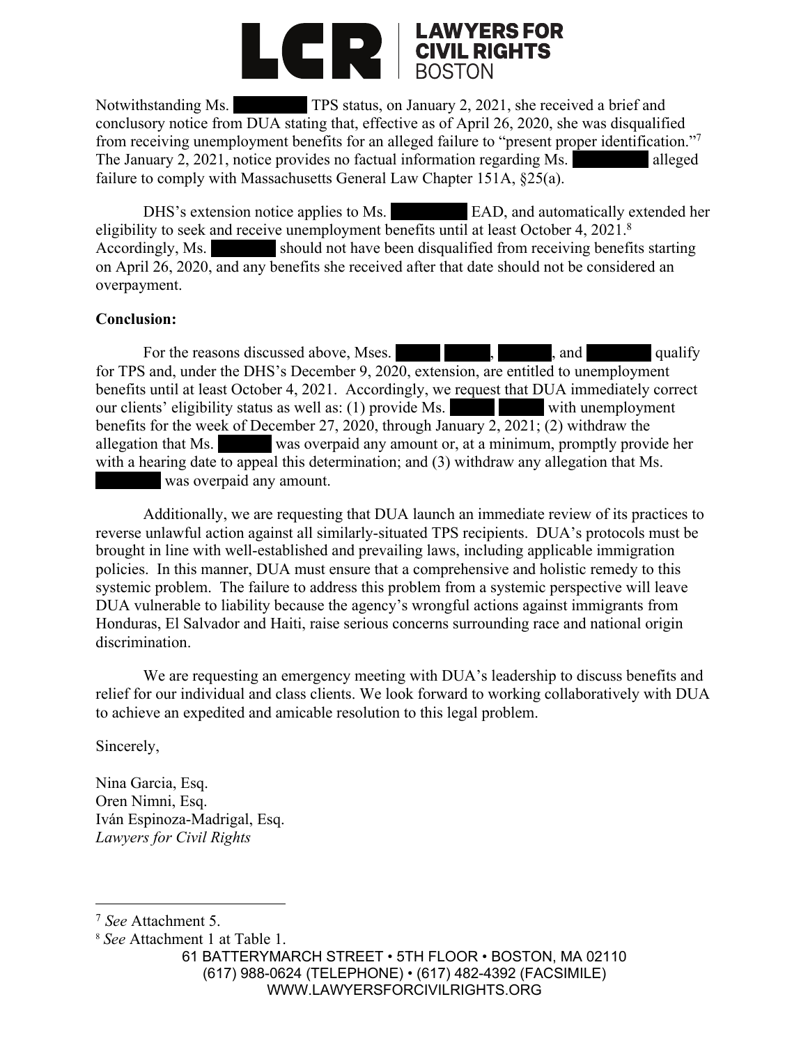Notwithstanding Ms. ██████ TPS status, on January 2, 2021, she received a brief and conclusory notice from DUA stating that, effective as of April 26, 2020, she was disqualified from receiving unemployment benefits for an alleged failure to "present proper identification."[7] The January 2, 2021, notice provides no factual information regarding Ms. ██████ alleged failure to comply with Massachusetts General Law Chapter 151A, §25(a).

DHS's extension notice applies to Ms. ██████ EAD, and automatically extended her eligibility to seek and receive unemployment benefits until at least October 4, 2021.[8] Accordingly, Ms. ██████ should not have been disqualified from receiving benefits starting on April 26, 2020, and any benefits she received after that date should not be considered an overpayment.

**Conclusion:**

For the reasons discussed above, Mses. ██████ ██████, ██████, and ██████ qualify for TPS and, under the DHS's December 9, 2020, extension, are entitled to unemployment benefits until at least October 4, 2021. Accordingly, we request that DUA immediately correct our clients' eligibility status as well as: (1) provide Ms. ██████ ██████ with unemployment benefits for the week of December 27, 2020, through January 2, 2021; (2) withdraw the allegation that Ms. ██████ was overpaid any amount or, at a minimum, promptly provide her with a hearing date to appeal this determination; and (3) withdraw any allegation that Ms. ██████ was overpaid any amount.

Additionally, we are requesting that DUA launch an immediate review of its practices to reverse unlawful action against all similarly-situated TPS recipients. DUA's protocols must be brought in line with well-established and prevailing laws, including applicable immigration policies. In this manner, DUA must ensure that a comprehensive and holistic remedy to this systemic problem. The failure to address this problem from a systemic perspective will leave DUA vulnerable to liability because the agency's wrongful actions against immigrants from Honduras, El Salvador and Haiti, raise serious concerns surrounding race and national origin discrimination.

We are requesting an emergency meeting with DUA's leadership to discuss benefits and relief for our individual and class clients. We look forward to working collaboratively with DUA to achieve an expedited and amicable resolution to this legal problem.

Sincerely,

Nina Garcia, Esq.
Oren Nimni, Esq.
Iván Espinoza-Madrigal, Esq.
*Lawyers for Civil Rights*

---

[7] *See* Attachment 5.

[8] *See* Attachment 1 at Table 1.